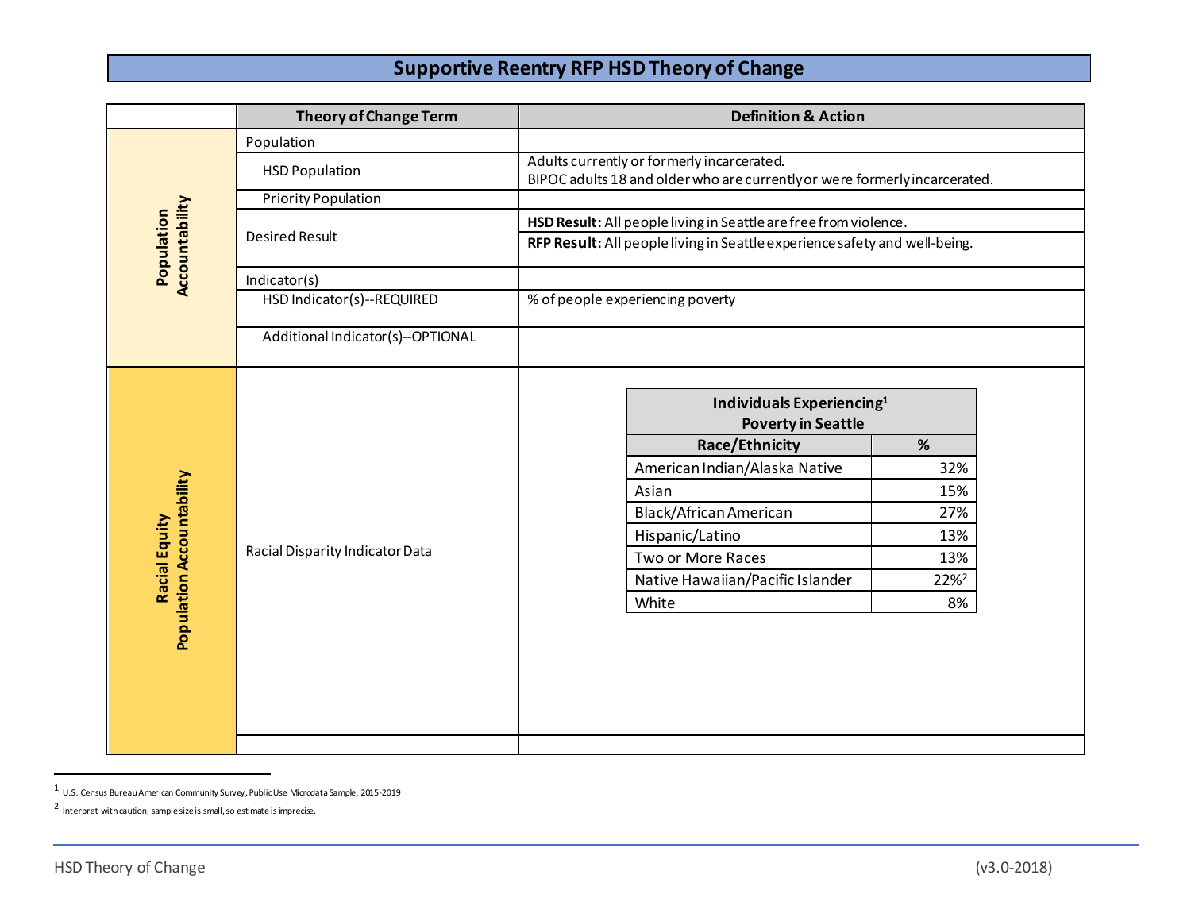# Supportive Reentry RFP HSD Theory of Change

| | Theory of Change Term | Definition & Action |
|---|---|---|
| Population Accountability | Population | |
| | HSD Population | Adults currently or formerly incarcerated.<br>BIPOC adults 18 and older who are currently or were formerly incarcerated. |
| | Priority Population | |
| | Desired Result | **HSD Result:** All people living in Seattle are free from violence.<br>**RFP Result:** All people living in Seattle experience safety and well-being. |
| | Indicator(s) | |
| | HSD Indicator(s)--REQUIRED | % of people experiencing poverty |
| | Additional Indicator(s)--OPTIONAL | |
| Racial Equity Population Accountability | Racial Disparity Indicator Data | See table below |
| | | |

**Individuals Experiencing[1] Poverty in Seattle**

| Race/Ethnicity | % |
|---|---|
| American Indian/Alaska Native | 32% |
| Asian | 15% |
| Black/African American | 27% |
| Hispanic/Latino | 13% |
| Two or More Races | 13% |
| Native Hawaiian/Pacific Islander | 22%[2] |
| White | 8% |

---

[1] U.S. Census Bureau American Community Survey, Public Use Microdata Sample, 2015-2019

[2] Interpret with caution; sample size is small, so estimate is imprecise.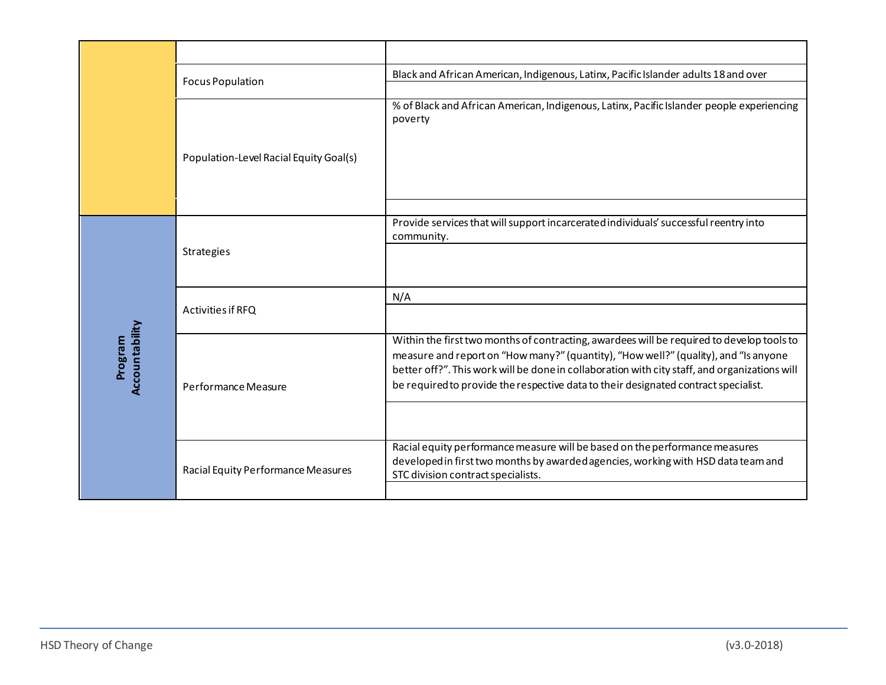| | | |
|---|---|---|
| | | |
| | Focus Population | Black and African American, Indigenous, Latinx, Pacific Islander adults 18 and over |
| | Population-Level Racial Equity Goal(s) | % of Black and African American, Indigenous, Latinx, Pacific Islander people experiencing poverty |
| **Program Accountability** | Strategies | Provide services that will support incarcerated individuals' successful reentry into community. |
| | Activities if RFQ | N/A |
| | Performance Measure | Within the first two months of contracting, awardees will be required to develop tools to measure and report on "How many?" (quantity), "How well?" (quality), and "Is anyone better off?". This work will be done in collaboration with city staff, and organizations will be required to provide the respective data to their designated contract specialist. |
| | Racial Equity Performance Measures | Racial equity performance measure will be based on the performance measures developed in first two months by awarded agencies, working with HSD data team and STC division contract specialists. |